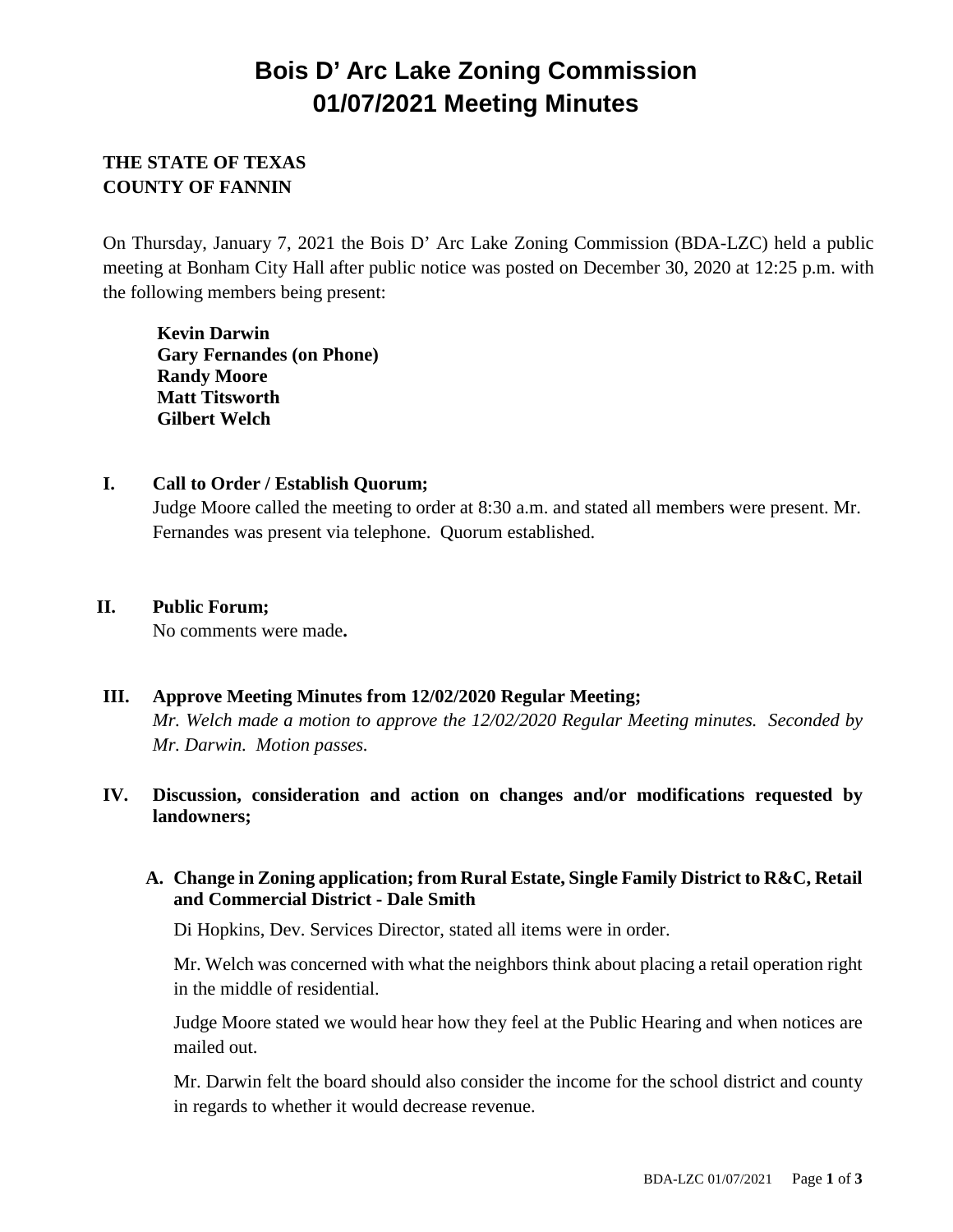# Bois D' Arc Lake Zoning Commission
# 01/07/2021 Meeting Minutes

**THE STATE OF TEXAS**
**COUNTY OF FANNIN**

On Thursday, January 7, 2021 the Bois D' Arc Lake Zoning Commission (BDA-LZC) held a public meeting at Bonham City Hall after public notice was posted on December 30, 2020 at 12:25 p.m. with the following members being present:

**Kevin Darwin**
**Gary Fernandes (on Phone)**
**Randy Moore**
**Matt Titsworth**
**Gilbert Welch**

**I. Call to Order / Establish Quorum;**

Judge Moore called the meeting to order at 8:30 a.m. and stated all members were present. Mr. Fernandes was present via telephone. Quorum established.

**II. Public Forum;**

No comments were made**.**

**III. Approve Meeting Minutes from 12/02/2020 Regular Meeting;**

*Mr. Welch made a motion to approve the 12/02/2020 Regular Meeting minutes. Seconded by Mr. Darwin. Motion passes.*

**IV. Discussion, consideration and action on changes and/or modifications requested by landowners;**

**A. Change in Zoning application; from Rural Estate, Single Family District to R&C, Retail and Commercial District - Dale Smith**

Di Hopkins, Dev. Services Director, stated all items were in order.

Mr. Welch was concerned with what the neighbors think about placing a retail operation right in the middle of residential.

Judge Moore stated we would hear how they feel at the Public Hearing and when notices are mailed out.

Mr. Darwin felt the board should also consider the income for the school district and county in regards to whether it would decrease revenue.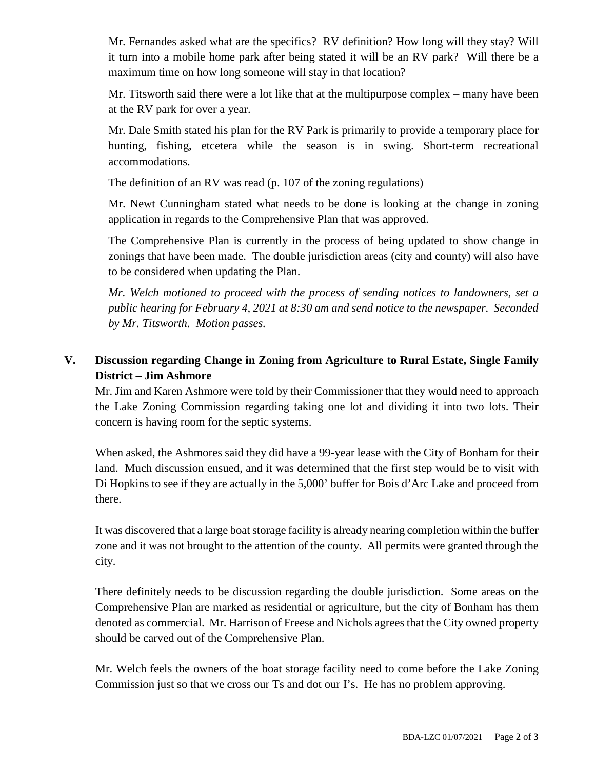Mr. Fernandes asked what are the specifics? RV definition? How long will they stay? Will it turn into a mobile home park after being stated it will be an RV park? Will there be a maximum time on how long someone will stay in that location?

Mr. Titsworth said there were a lot like that at the multipurpose complex – many have been at the RV park for over a year.

Mr. Dale Smith stated his plan for the RV Park is primarily to provide a temporary place for hunting, fishing, etcetera while the season is in swing. Short-term recreational accommodations.

The definition of an RV was read (p. 107 of the zoning regulations)

Mr. Newt Cunningham stated what needs to be done is looking at the change in zoning application in regards to the Comprehensive Plan that was approved.

The Comprehensive Plan is currently in the process of being updated to show change in zonings that have been made. The double jurisdiction areas (city and county) will also have to be considered when updating the Plan.

*Mr. Welch motioned to proceed with the process of sending notices to landowners, set a public hearing for February 4, 2021 at 8:30 am and send notice to the newspaper. Seconded by Mr. Titsworth. Motion passes.*

## V. Discussion regarding Change in Zoning from Agriculture to Rural Estate, Single Family District – Jim Ashmore

Mr. Jim and Karen Ashmore were told by their Commissioner that they would need to approach the Lake Zoning Commission regarding taking one lot and dividing it into two lots. Their concern is having room for the septic systems.

When asked, the Ashmores said they did have a 99-year lease with the City of Bonham for their land. Much discussion ensued, and it was determined that the first step would be to visit with Di Hopkins to see if they are actually in the 5,000' buffer for Bois d'Arc Lake and proceed from there.

It was discovered that a large boat storage facility is already nearing completion within the buffer zone and it was not brought to the attention of the county. All permits were granted through the city.

There definitely needs to be discussion regarding the double jurisdiction. Some areas on the Comprehensive Plan are marked as residential or agriculture, but the city of Bonham has them denoted as commercial. Mr. Harrison of Freese and Nichols agrees that the City owned property should be carved out of the Comprehensive Plan.

Mr. Welch feels the owners of the boat storage facility need to come before the Lake Zoning Commission just so that we cross our Ts and dot our I's. He has no problem approving.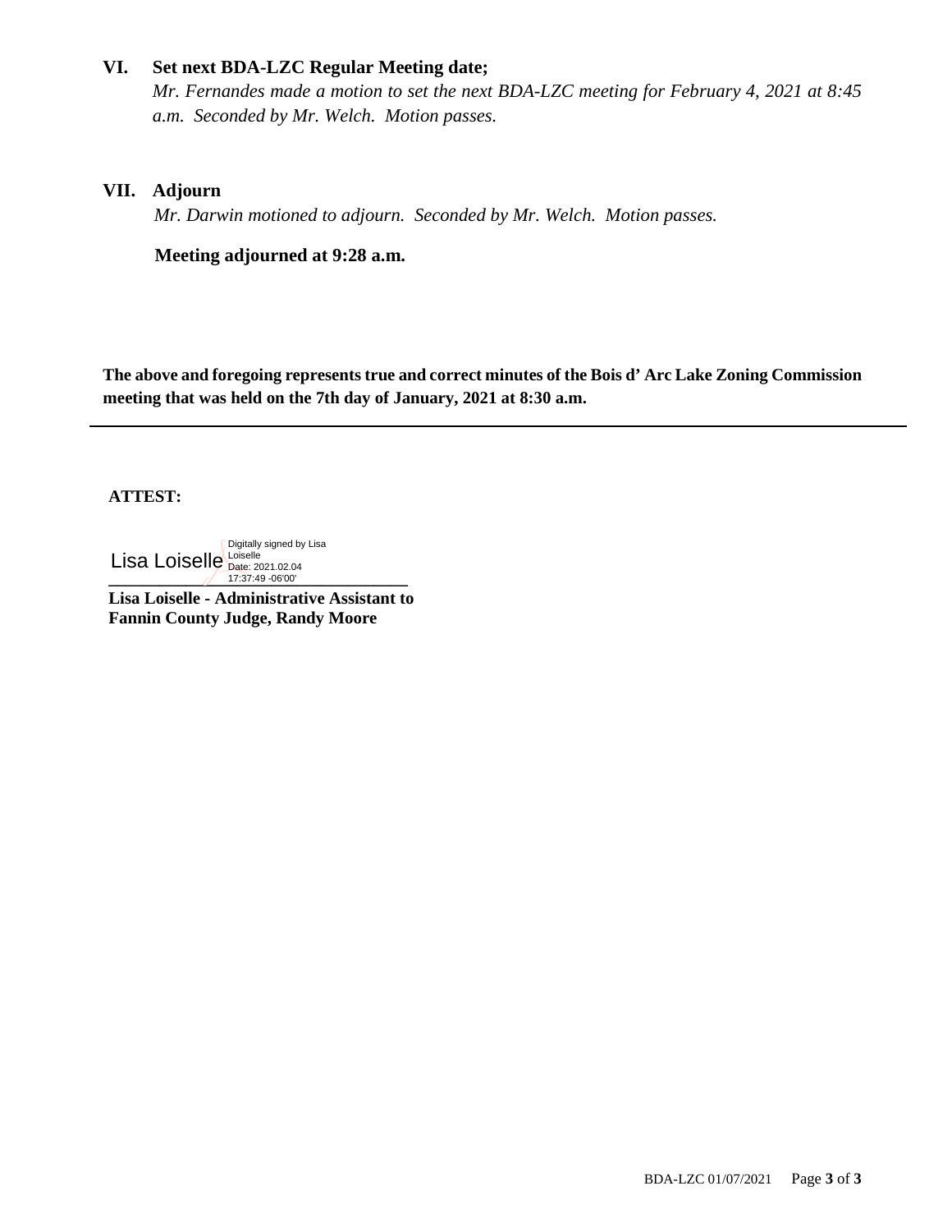## VI. Set next BDA-LZC Regular Meeting date;

*Mr. Fernandes made a motion to set the next BDA-LZC meeting for February 4, 2021 at 8:45 a.m. Seconded by Mr. Welch. Motion passes.*

## VII. Adjourn

*Mr. Darwin motioned to adjourn. Seconded by Mr. Welch. Motion passes.*

**Meeting adjourned at 9:28 a.m.**

**The above and foregoing represents true and correct minutes of the Bois d' Arc Lake Zoning Commission meeting that was held on the 7th day of January, 2021 at 8:30 a.m.**

---

**ATTEST:**

Lisa Loiselle Digitally signed by Lisa Loiselle Date: 2021.02.04 17:37:49 -06'00'

**Lisa Loiselle - Administrative Assistant to Fannin County Judge, Randy Moore**